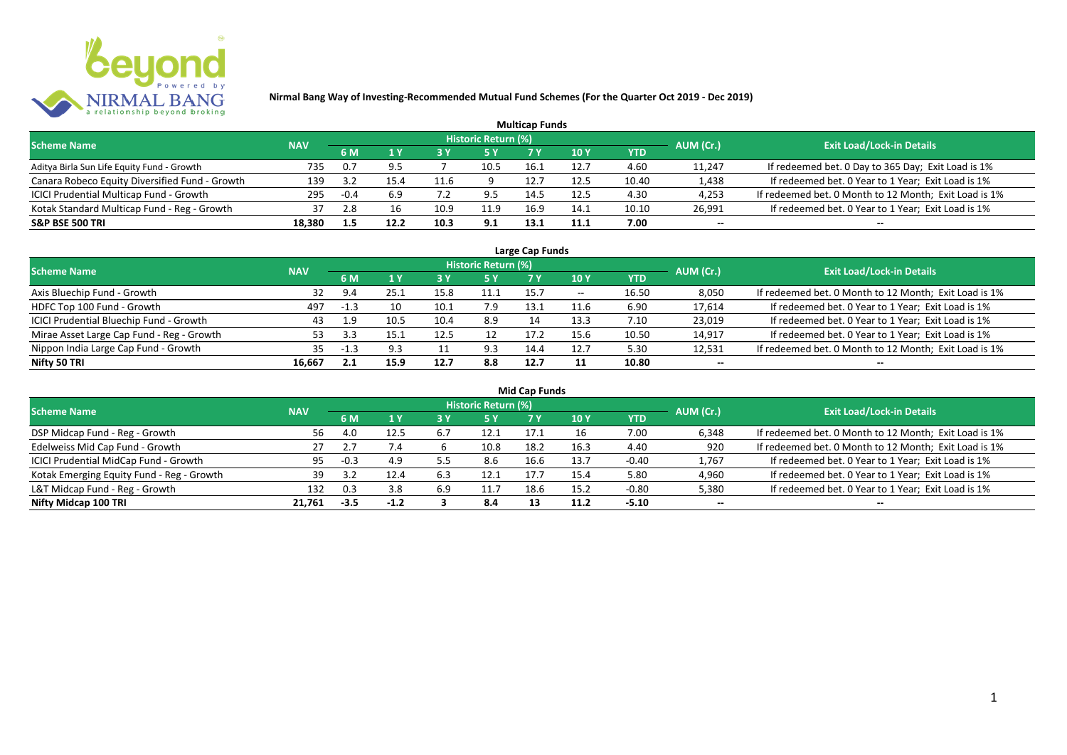# Nirmal Bang Way of Investing-Recommended Mutual Fund Schemes (For the Quarter Oct 2019 - Dec 2019)

## Multicap Funds

| Scheme Name | NAV | Historic Return (%) | | | | | | | AUM (Cr.) | Exit Load/Lock-in Details |
|---|---|---|---|---|---|---|---|---|---|---|
| | | 6 M | 1 Y | 3 Y | 5 Y | 7 Y | 10 Y | YTD | | |
| Aditya Birla Sun Life Equity Fund - Growth | 735 | 0.7 | 9.5 | 7 | 10.5 | 16.1 | 12.7 | 4.60 | 11,247 | If redeemed bet. 0 Day to 365 Day; Exit Load is 1% |
| Canara Robeco Equity Diversified Fund - Growth | 139 | 3.2 | 15.4 | 11.6 | 9 | 12.7 | 12.5 | 10.40 | 1,438 | If redeemed bet. 0 Year to 1 Year; Exit Load is 1% |
| ICICI Prudential Multicap Fund - Growth | 295 | -0.4 | 6.9 | 7.2 | 9.5 | 14.5 | 12.5 | 4.30 | 4,253 | If redeemed bet. 0 Month to 12 Month; Exit Load is 1% |
| Kotak Standard Multicap Fund - Reg - Growth | 37 | 2.8 | 16 | 10.9 | 11.9 | 16.9 | 14.1 | 10.10 | 26,991 | If redeemed bet. 0 Year to 1 Year; Exit Load is 1% |
| **S&P BSE 500 TRI** | **18,380** | **1.5** | **12.2** | **10.3** | **9.1** | **13.1** | **11.1** | **7.00** | **--** | **--** |

## Large Cap Funds

| Scheme Name | NAV | Historic Return (%) | | | | | | | AUM (Cr.) | Exit Load/Lock-in Details |
|---|---|---|---|---|---|---|---|---|---|---|
| | | 6 M | 1 Y | 3 Y | 5 Y | 7 Y | 10 Y | YTD | | |
| Axis Bluechip Fund - Growth | 32 | 9.4 | 25.1 | 15.8 | 11.1 | 15.7 | -- | 16.50 | 8,050 | If redeemed bet. 0 Month to 12 Month; Exit Load is 1% |
| HDFC Top 100 Fund - Growth | 497 | -1.3 | 10 | 10.1 | 7.9 | 13.1 | 11.6 | 6.90 | 17,614 | If redeemed bet. 0 Year to 1 Year; Exit Load is 1% |
| ICICI Prudential Bluechip Fund - Growth | 43 | 1.9 | 10.5 | 10.4 | 8.9 | 14 | 13.3 | 7.10 | 23,019 | If redeemed bet. 0 Year to 1 Year; Exit Load is 1% |
| Mirae Asset Large Cap Fund - Reg - Growth | 53 | 3.3 | 15.1 | 12.5 | 12 | 17.2 | 15.6 | 10.50 | 14,917 | If redeemed bet. 0 Year to 1 Year; Exit Load is 1% |
| Nippon India Large Cap Fund - Growth | 35 | -1.3 | 9.3 | 11 | 9.3 | 14.4 | 12.7 | 5.30 | 12,531 | If redeemed bet. 0 Month to 12 Month; Exit Load is 1% |
| **Nifty 50 TRI** | **16,667** | **2.1** | **15.9** | **12.7** | **8.8** | **12.7** | **11** | **10.80** | **--** | **--** |

## Mid Cap Funds

| Scheme Name | NAV | Historic Return (%) | | | | | | | AUM (Cr.) | Exit Load/Lock-in Details |
|---|---|---|---|---|---|---|---|---|---|---|
| | | 6 M | 1 Y | 3 Y | 5 Y | 7 Y | 10 Y | YTD | | |
| DSP Midcap Fund - Reg - Growth | 56 | 4.0 | 12.5 | 6.7 | 12.1 | 17.1 | 16 | 7.00 | 6,348 | If redeemed bet. 0 Month to 12 Month; Exit Load is 1% |
| Edelweiss Mid Cap Fund - Growth | 27 | 2.7 | 7.4 | 6 | 10.8 | 18.2 | 16.3 | 4.40 | 920 | If redeemed bet. 0 Month to 12 Month; Exit Load is 1% |
| ICICI Prudential MidCap Fund - Growth | 95 | -0.3 | 4.9 | 5.5 | 8.6 | 16.6 | 13.7 | -0.40 | 1,767 | If redeemed bet. 0 Year to 1 Year; Exit Load is 1% |
| Kotak Emerging Equity Fund - Reg - Growth | 39 | 3.2 | 12.4 | 6.3 | 12.1 | 17.7 | 15.4 | 5.80 | 4,960 | If redeemed bet. 0 Year to 1 Year; Exit Load is 1% |
| L&T Midcap Fund - Reg - Growth | 132 | 0.3 | 3.8 | 6.9 | 11.7 | 18.6 | 15.2 | -0.80 | 5,380 | If redeemed bet. 0 Year to 1 Year; Exit Load is 1% |
| **Nifty Midcap 100 TRI** | **21,761** | **-3.5** | **-1.2** | **3** | **8.4** | **13** | **11.2** | **-5.10** | **--** | **--** |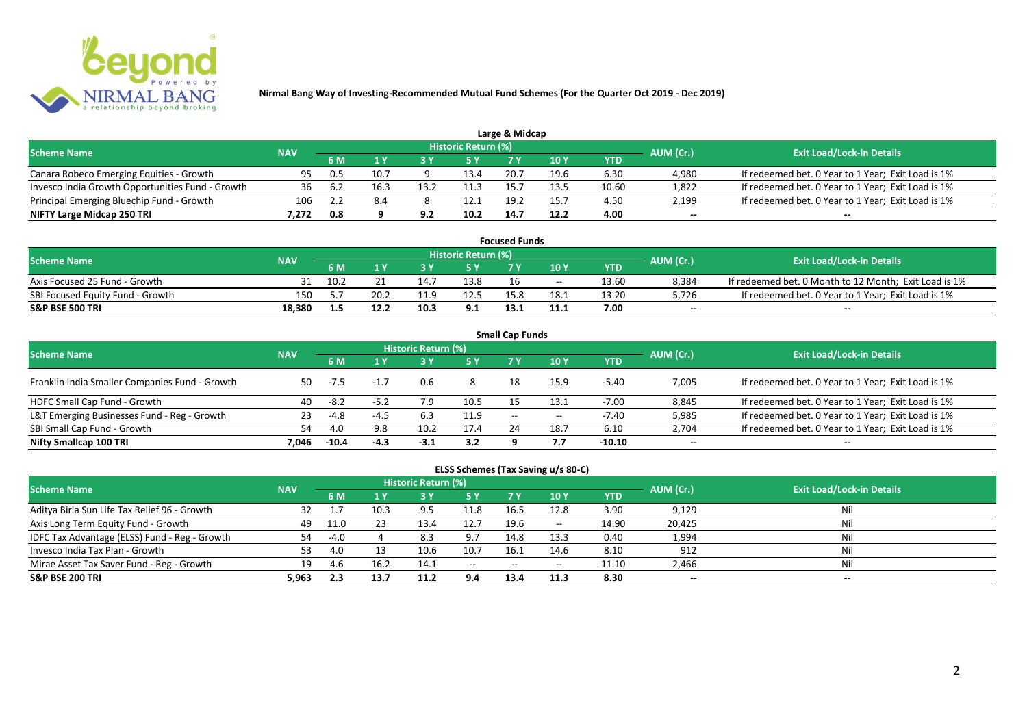# Nirmal Bang Way of Investing-Recommended Mutual Fund Schemes (For the Quarter Oct 2019 - Dec 2019)

## Large & Midcap

| Scheme Name | NAV | Historic Return (%) | | | | | | | AUM (Cr.) | Exit Load/Lock-in Details |
|---|---|---|---|---|---|---|---|---|---|---|
| | | 6 M | 1 Y | 3 Y | 5 Y | 7 Y | 10 Y | YTD | | |
| Canara Robeco Emerging Equities - Growth | 95 | 0.5 | 10.7 | 9 | 13.4 | 20.7 | 19.6 | 6.30 | 4,980 | If redeemed bet. 0 Year to 1 Year; Exit Load is 1% |
| Invesco India Growth Opportunities Fund - Growth | 36 | 6.2 | 16.3 | 13.2 | 11.3 | 15.7 | 13.5 | 10.60 | 1,822 | If redeemed bet. 0 Year to 1 Year; Exit Load is 1% |
| Principal Emerging Bluechip Fund - Growth | 106 | 2.2 | 8.4 | 8 | 12.1 | 19.2 | 15.7 | 4.50 | 2,199 | If redeemed bet. 0 Year to 1 Year; Exit Load is 1% |
| **NIFTY Large Midcap 250 TRI** | **7,272** | **0.8** | **9** | **9.2** | **10.2** | **14.7** | **12.2** | **4.00** | **--** | **--** |

## Focused Funds

| Scheme Name | NAV | Historic Return (%) | | | | | | | AUM (Cr.) | Exit Load/Lock-in Details |
|---|---|---|---|---|---|---|---|---|---|---|
| | | 6 M | 1 Y | 3 Y | 5 Y | 7 Y | 10 Y | YTD | | |
| Axis Focused 25 Fund - Growth | 31 | 10.2 | 21 | 14.7 | 13.8 | 16 | -- | 13.60 | 8,384 | If redeemed bet. 0 Month to 12 Month; Exit Load is 1% |
| SBI Focused Equity Fund - Growth | 150 | 5.7 | 20.2 | 11.9 | 12.5 | 15.8 | 18.1 | 13.20 | 5,726 | If redeemed bet. 0 Year to 1 Year; Exit Load is 1% |
| **S&P BSE 500 TRI** | **18,380** | **1.5** | **12.2** | **10.3** | **9.1** | **13.1** | **11.1** | **7.00** | **--** | **--** |

## Small Cap Funds

| Scheme Name | NAV | Historic Return (%) | | | | | | | AUM (Cr.) | Exit Load/Lock-in Details |
|---|---|---|---|---|---|---|---|---|---|---|
| | | 6 M | 1 Y | 3 Y | 5 Y | 7 Y | 10 Y | YTD | | |
| Franklin India Smaller Companies Fund - Growth | 50 | -7.5 | -1.7 | 0.6 | 8 | 18 | 15.9 | -5.40 | 7,005 | If redeemed bet. 0 Year to 1 Year; Exit Load is 1% |
| HDFC Small Cap Fund - Growth | 40 | -8.2 | -5.2 | 7.9 | 10.5 | 15 | 13.1 | -7.00 | 8,845 | If redeemed bet. 0 Year to 1 Year; Exit Load is 1% |
| L&T Emerging Businesses Fund - Reg - Growth | 23 | -4.8 | -4.5 | 6.3 | 11.9 | -- | -- | -7.40 | 5,985 | If redeemed bet. 0 Year to 1 Year; Exit Load is 1% |
| SBI Small Cap Fund - Growth | 54 | 4.0 | 9.8 | 10.2 | 17.4 | 24 | 18.7 | 6.10 | 2,704 | If redeemed bet. 0 Year to 1 Year; Exit Load is 1% |
| **Nifty Smallcap 100 TRI** | **7,046** | **-10.4** | **-4.3** | **-3.1** | **3.2** | **9** | **7.7** | **-10.10** | **--** | **--** |

## ELSS Schemes (Tax Saving u/s 80-C)

| Scheme Name | NAV | Historic Return (%) | | | | | | | AUM (Cr.) | Exit Load/Lock-in Details |
|---|---|---|---|---|---|---|---|---|---|---|
| | | 6 M | 1 Y | 3 Y | 5 Y | 7 Y | 10 Y | YTD | | |
| Aditya Birla Sun Life Tax Relief 96 - Growth | 32 | 1.7 | 10.3 | 9.5 | 11.8 | 16.5 | 12.8 | 3.90 | 9,129 | Nil |
| Axis Long Term Equity Fund - Growth | 49 | 11.0 | 23 | 13.4 | 12.7 | 19.6 | -- | 14.90 | 20,425 | Nil |
| IDFC Tax Advantage (ELSS) Fund - Reg - Growth | 54 | -4.0 | 4 | 8.3 | 9.7 | 14.8 | 13.3 | 0.40 | 1,994 | Nil |
| Invesco India Tax Plan - Growth | 53 | 4.0 | 13 | 10.6 | 10.7 | 16.1 | 14.6 | 8.10 | 912 | Nil |
| Mirae Asset Tax Saver Fund - Reg - Growth | 19 | 4.6 | 16.2 | 14.1 | -- | -- | -- | 11.10 | 2,466 | Nil |
| **S&P BSE 200 TRI** | **5,963** | **2.3** | **13.7** | **11.2** | **9.4** | **13.4** | **11.3** | **8.30** | **--** | **--** |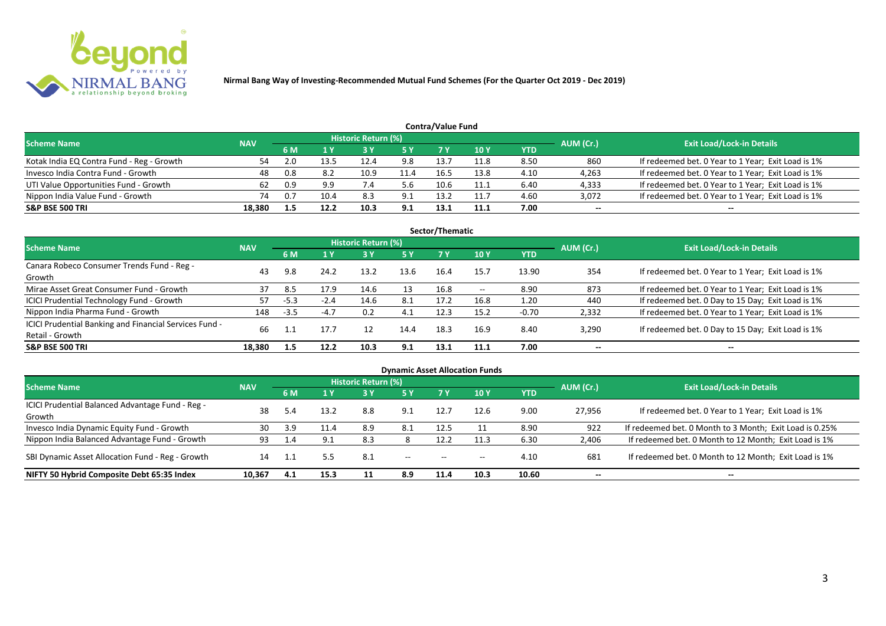**Nirmal Bang Way of Investing-Recommended Mutual Fund Schemes (For the Quarter Oct 2019 - Dec 2019)**

## Contra/Value Fund

| Scheme Name | NAV | Historic Return (%) | | | | | | | AUM (Cr.) | Exit Load/Lock-in Details |
|---|---|---|---|---|---|---|---|---|---|---|
| | | 6 M | 1 Y | 3 Y | 5 Y | 7 Y | 10 Y | YTD | | |
| Kotak India EQ Contra Fund - Reg - Growth | 54 | 2.0 | 13.5 | 12.4 | 9.8 | 13.7 | 11.8 | 8.50 | 860 | If redeemed bet. 0 Year to 1 Year; Exit Load is 1% |
| Invesco India Contra Fund - Growth | 48 | 0.8 | 8.2 | 10.9 | 11.4 | 16.5 | 13.8 | 4.10 | 4,263 | If redeemed bet. 0 Year to 1 Year; Exit Load is 1% |
| UTI Value Opportunities Fund - Growth | 62 | 0.9 | 9.9 | 7.4 | 5.6 | 10.6 | 11.1 | 6.40 | 4,333 | If redeemed bet. 0 Year to 1 Year; Exit Load is 1% |
| Nippon India Value Fund - Growth | 74 | 0.7 | 10.4 | 8.3 | 9.1 | 13.2 | 11.7 | 4.60 | 3,072 | If redeemed bet. 0 Year to 1 Year; Exit Load is 1% |
| **S&P BSE 500 TRI** | **18,380** | **1.5** | **12.2** | **10.3** | **9.1** | **13.1** | **11.1** | **7.00** | **--** | **--** |

## Sector/Thematic

| Scheme Name | NAV | Historic Return (%) | | | | | | | AUM (Cr.) | Exit Load/Lock-in Details |
|---|---|---|---|---|---|---|---|---|---|---|
| | | 6 M | 1 Y | 3 Y | 5 Y | 7 Y | 10 Y | YTD | | |
| Canara Robeco Consumer Trends Fund - Reg - Growth | 43 | 9.8 | 24.2 | 13.2 | 13.6 | 16.4 | 15.7 | 13.90 | 354 | If redeemed bet. 0 Year to 1 Year; Exit Load is 1% |
| Mirae Asset Great Consumer Fund - Growth | 37 | 8.5 | 17.9 | 14.6 | 13 | 16.8 | -- | 8.90 | 873 | If redeemed bet. 0 Year to 1 Year; Exit Load is 1% |
| ICICI Prudential Technology Fund - Growth | 57 | -5.3 | -2.4 | 14.6 | 8.1 | 17.2 | 16.8 | 1.20 | 440 | If redeemed bet. 0 Day to 15 Day; Exit Load is 1% |
| Nippon India Pharma Fund - Growth | 148 | -3.5 | -4.7 | 0.2 | 4.1 | 12.3 | 15.2 | -0.70 | 2,332 | If redeemed bet. 0 Year to 1 Year; Exit Load is 1% |
| ICICI Prudential Banking and Financial Services Fund - Retail - Growth | 66 | 1.1 | 17.7 | 12 | 14.4 | 18.3 | 16.9 | 8.40 | 3,290 | If redeemed bet. 0 Day to 15 Day; Exit Load is 1% |
| **S&P BSE 500 TRI** | **18,380** | **1.5** | **12.2** | **10.3** | **9.1** | **13.1** | **11.1** | **7.00** | **--** | **--** |

## Dynamic Asset Allocation Funds

| Scheme Name | NAV | Historic Return (%) | | | | | | | AUM (Cr.) | Exit Load/Lock-in Details |
|---|---|---|---|---|---|---|---|---|---|---|
| | | 6 M | 1 Y | 3 Y | 5 Y | 7 Y | 10 Y | YTD | | |
| ICICI Prudential Balanced Advantage Fund - Reg - Growth | 38 | 5.4 | 13.2 | 8.8 | 9.1 | 12.7 | 12.6 | 9.00 | 27,956 | If redeemed bet. 0 Year to 1 Year; Exit Load is 1% |
| Invesco India Dynamic Equity Fund - Growth | 30 | 3.9 | 11.4 | 8.9 | 8.1 | 12.5 | 11 | 8.90 | 922 | If redeemed bet. 0 Month to 3 Month; Exit Load is 0.25% |
| Nippon India Balanced Advantage Fund - Growth | 93 | 1.4 | 9.1 | 8.3 | 8 | 12.2 | 11.3 | 6.30 | 2,406 | If redeemed bet. 0 Month to 12 Month; Exit Load is 1% |
| SBI Dynamic Asset Allocation Fund - Reg - Growth | 14 | 1.1 | 5.5 | 8.1 | -- | -- | -- | 4.10 | 681 | If redeemed bet. 0 Month to 12 Month; Exit Load is 1% |
| **NIFTY 50 Hybrid Composite Debt 65:35 Index** | **10,367** | **4.1** | **15.3** | **11** | **8.9** | **11.4** | **10.3** | **10.60** | **--** | **--** |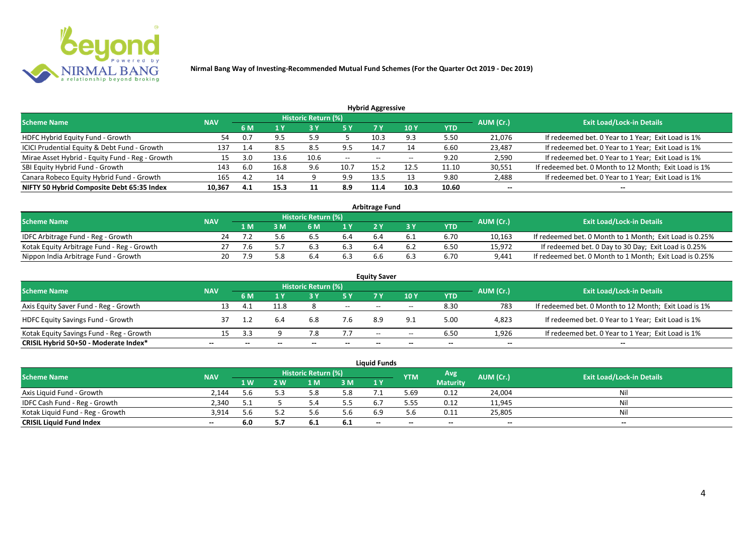**Nirmal Bang Way of Investing-Recommended Mutual Fund Schemes (For the Quarter Oct 2019 - Dec 2019)**

### Hybrid Aggressive

| Scheme Name | NAV | Historic Return (%) | | | | | | | AUM (Cr.) | Exit Load/Lock-in Details |
|---|---|---|---|---|---|---|---|---|---|---|
| | | 6 M | 1 Y | 3 Y | 5 Y | 7 Y | 10 Y | YTD | | |
| HDFC Hybrid Equity Fund - Growth | 54 | 0.7 | 9.5 | 5.9 | 5 | 10.3 | 9.3 | 5.50 | 21,076 | If redeemed bet. 0 Year to 1 Year; Exit Load is 1% |
| ICICI Prudential Equity & Debt Fund - Growth | 137 | 1.4 | 8.5 | 8.5 | 9.5 | 14.7 | 14 | 6.60 | 23,487 | If redeemed bet. 0 Year to 1 Year; Exit Load is 1% |
| Mirae Asset Hybrid - Equity Fund - Reg - Growth | 15 | 3.0 | 13.6 | 10.6 | -- | -- | -- | 9.20 | 2,590 | If redeemed bet. 0 Year to 1 Year; Exit Load is 1% |
| SBI Equity Hybrid Fund - Growth | 143 | 6.0 | 16.8 | 9.6 | 10.7 | 15.2 | 12.5 | 11.10 | 30,551 | If redeemed bet. 0 Month to 12 Month; Exit Load is 1% |
| Canara Robeco Equity Hybrid Fund - Growth | 165 | 4.2 | 14 | 9 | 9.9 | 13.5 | 13 | 9.80 | 2,488 | If redeemed bet. 0 Year to 1 Year; Exit Load is 1% |
| **NIFTY 50 Hybrid Composite Debt 65:35 Index** | **10,367** | **4.1** | **15.3** | **11** | **8.9** | **11.4** | **10.3** | **10.60** | **--** | **--** |

### Arbitrage Fund

| Scheme Name | NAV | Historic Return (%) | | | | | | | AUM (Cr.) | Exit Load/Lock-in Details |
|---|---|---|---|---|---|---|---|---|---|---|
| | | 1 M | 3 M | 6 M | 1 Y | 2 Y | 3 Y | YTD | | |
| IDFC Arbitrage Fund - Reg - Growth | 24 | 7.2 | 5.6 | 6.5 | 6.4 | 6.4 | 6.1 | 6.70 | 10,163 | If redeemed bet. 0 Month to 1 Month; Exit Load is 0.25% |
| Kotak Equity Arbitrage Fund - Reg - Growth | 27 | 7.6 | 5.7 | 6.3 | 6.3 | 6.4 | 6.2 | 6.50 | 15,972 | If redeemed bet. 0 Day to 30 Day; Exit Load is 0.25% |
| Nippon India Arbitrage Fund - Growth | 20 | 7.9 | 5.8 | 6.4 | 6.3 | 6.6 | 6.3 | 6.70 | 9,441 | If redeemed bet. 0 Month to 1 Month; Exit Load is 0.25% |

### Equity Saver

| Scheme Name | NAV | Historic Return (%) | | | | | | | AUM (Cr.) | Exit Load/Lock-in Details |
|---|---|---|---|---|---|---|---|---|---|---|
| | | 6 M | 1 Y | 3 Y | 5 Y | 7 Y | 10 Y | YTD | | |
| Axis Equity Saver Fund - Reg - Growth | 13 | 4.1 | 11.8 | 8 | -- | -- | -- | 8.30 | 783 | If redeemed bet. 0 Month to 12 Month; Exit Load is 1% |
| HDFC Equity Savings Fund - Growth | 37 | 1.2 | 6.4 | 6.8 | 7.6 | 8.9 | 9.1 | 5.00 | 4,823 | If redeemed bet. 0 Year to 1 Year; Exit Load is 1% |
| Kotak Equity Savings Fund - Reg - Growth | 15 | 3.3 | 9 | 7.8 | 7.7 | -- | -- | 6.50 | 1,926 | If redeemed bet. 0 Year to 1 Year; Exit Load is 1% |
| **CRISIL Hybrid 50+50 - Moderate Index*** | **--** | **--** | **--** | **--** | **--** | **--** | **--** | **--** | **--** | **--** |

### Liquid Funds

| Scheme Name | NAV | Historic Return (%) | | | | | YTM | Avg Maturity | AUM (Cr.) | Exit Load/Lock-in Details |
|---|---|---|---|---|---|---|---|---|---|---|
| | | 1 W | 2 W | 1 M | 3 M | 1 Y | | | | |
| Axis Liquid Fund - Growth | 2,144 | 5.6 | 5.3 | 5.8 | 5.8 | 7.1 | 5.69 | 0.12 | 24,004 | Nil |
| IDFC Cash Fund - Reg - Growth | 2,340 | 5.1 | 5 | 5.4 | 5.5 | 6.7 | 5.55 | 0.12 | 11,945 | Nil |
| Kotak Liquid Fund - Reg - Growth | 3,914 | 5.6 | 5.2 | 5.6 | 5.6 | 6.9 | 5.6 | 0.11 | 25,805 | Nil |
| **CRISIL Liquid Fund Index** | **--** | **6.0** | **5.7** | **6.1** | **6.1** | **--** | **--** | **--** | **--** | **--** |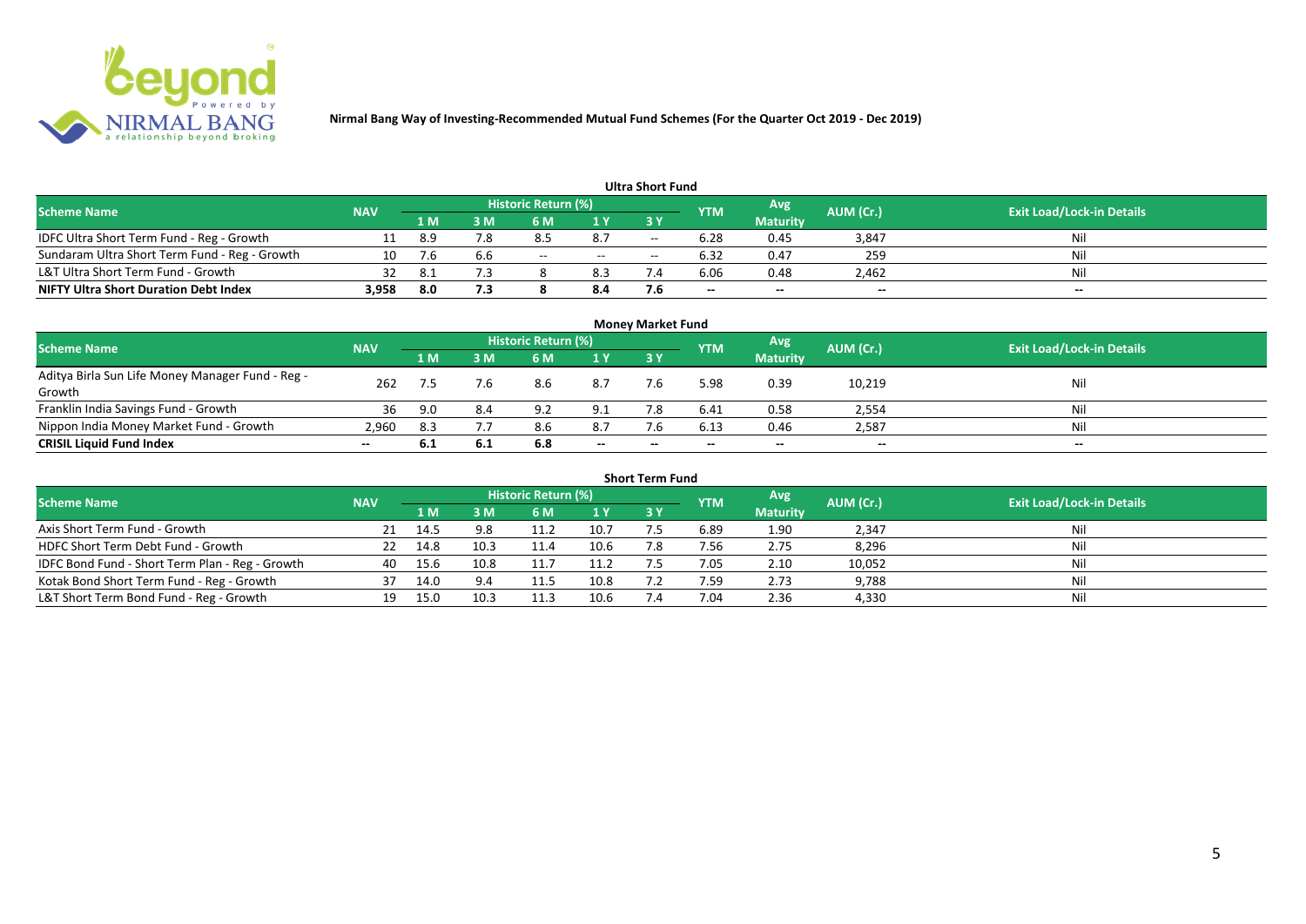**Nirmal Bang Way of Investing-Recommended Mutual Fund Schemes (For the Quarter Oct 2019 - Dec 2019)**

## Ultra Short Fund

| Scheme Name | NAV | Historic Return (%) | | | | | YTM | Avg Maturity | AUM (Cr.) | Exit Load/Lock-in Details |
|---|---|---|---|---|---|---|---|---|---|---|
| | | 1 M | 3 M | 6 M | 1 Y | 3 Y | | | | |
| IDFC Ultra Short Term Fund - Reg - Growth | 11 | 8.9 | 7.8 | 8.5 | 8.7 | -- | 6.28 | 0.45 | 3,847 | Nil |
| Sundaram Ultra Short Term Fund - Reg - Growth | 10 | 7.6 | 6.6 | -- | -- | -- | 6.32 | 0.47 | 259 | Nil |
| L&T Ultra Short Term Fund - Growth | 32 | 8.1 | 7.3 | 8 | 8.3 | 7.4 | 6.06 | 0.48 | 2,462 | Nil |
| **NIFTY Ultra Short Duration Debt Index** | **3,958** | **8.0** | **7.3** | **8** | **8.4** | **7.6** | **--** | **--** | **--** | **--** |

## Money Market Fund

| Scheme Name | NAV | Historic Return (%) | | | | | YTM | Avg Maturity | AUM (Cr.) | Exit Load/Lock-in Details |
|---|---|---|---|---|---|---|---|---|---|---|
| | | 1 M | 3 M | 6 M | 1 Y | 3 Y | | | | |
| Aditya Birla Sun Life Money Manager Fund - Reg - Growth | 262 | 7.5 | 7.6 | 8.6 | 8.7 | 7.6 | 5.98 | 0.39 | 10,219 | Nil |
| Franklin India Savings Fund - Growth | 36 | 9.0 | 8.4 | 9.2 | 9.1 | 7.8 | 6.41 | 0.58 | 2,554 | Nil |
| Nippon India Money Market Fund - Growth | 2,960 | 8.3 | 7.7 | 8.6 | 8.7 | 7.6 | 6.13 | 0.46 | 2,587 | Nil |
| **CRISIL Liquid Fund Index** | **--** | **6.1** | **6.1** | **6.8** | **--** | **--** | **--** | **--** | **--** | **--** |

## Short Term Fund

| Scheme Name | NAV | Historic Return (%) | | | | | YTM | Avg Maturity | AUM (Cr.) | Exit Load/Lock-in Details |
|---|---|---|---|---|---|---|---|---|---|---|
| | | 1 M | 3 M | 6 M | 1 Y | 3 Y | | | | |
| Axis Short Term Fund - Growth | 21 | 14.5 | 9.8 | 11.2 | 10.7 | 7.5 | 6.89 | 1.90 | 2,347 | Nil |
| HDFC Short Term Debt Fund - Growth | 22 | 14.8 | 10.3 | 11.4 | 10.6 | 7.8 | 7.56 | 2.75 | 8,296 | Nil |
| IDFC Bond Fund - Short Term Plan - Reg - Growth | 40 | 15.6 | 10.8 | 11.7 | 11.2 | 7.5 | 7.05 | 2.10 | 10,052 | Nil |
| Kotak Bond Short Term Fund - Reg - Growth | 37 | 14.0 | 9.4 | 11.5 | 10.8 | 7.2 | 7.59 | 2.73 | 9,788 | Nil |
| L&T Short Term Bond Fund - Reg - Growth | 19 | 15.0 | 10.3 | 11.3 | 10.6 | 7.4 | 7.04 | 2.36 | 4,330 | Nil |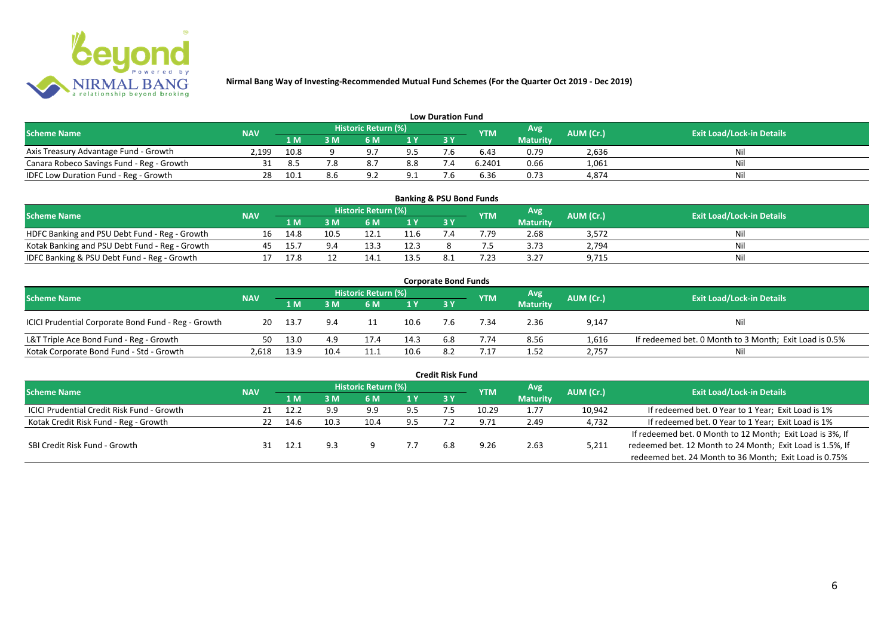# Nirmal Bang Way of Investing-Recommended Mutual Fund Schemes (For the Quarter Oct 2019 - Dec 2019)

## Low Duration Fund

| Scheme Name | NAV | Historic Return (%) | | | | | YTM | Avg Maturity | AUM (Cr.) | Exit Load/Lock-in Details |
|---|---|---|---|---|---|---|---|---|---|---|
| | | 1 M | 3 M | 6 M | 1 Y | 3 Y | | | | |
| Axis Treasury Advantage Fund - Growth | 2,199 | 10.8 | 9 | 9.7 | 9.5 | 7.6 | 6.43 | 0.79 | 2,636 | Nil |
| Canara Robeco Savings Fund - Reg - Growth | 31 | 8.5 | 7.8 | 8.7 | 8.8 | 7.4 | 6.2401 | 0.66 | 1,061 | Nil |
| IDFC Low Duration Fund - Reg - Growth | 28 | 10.1 | 8.6 | 9.2 | 9.1 | 7.6 | 6.36 | 0.73 | 4,874 | Nil |

## Banking & PSU Bond Funds

| Scheme Name | NAV | Historic Return (%) | | | | | YTM | Avg Maturity | AUM (Cr.) | Exit Load/Lock-in Details |
|---|---|---|---|---|---|---|---|---|---|---|
| | | 1 M | 3 M | 6 M | 1 Y | 3 Y | | | | |
| HDFC Banking and PSU Debt Fund - Reg - Growth | 16 | 14.8 | 10.5 | 12.1 | 11.6 | 7.4 | 7.79 | 2.68 | 3,572 | Nil |
| Kotak Banking and PSU Debt Fund - Reg - Growth | 45 | 15.7 | 9.4 | 13.3 | 12.3 | 8 | 7.5 | 3.73 | 2,794 | Nil |
| IDFC Banking & PSU Debt Fund - Reg - Growth | 17 | 17.8 | 12 | 14.1 | 13.5 | 8.1 | 7.23 | 3.27 | 9,715 | Nil |

## Corporate Bond Funds

| Scheme Name | NAV | Historic Return (%) | | | | | YTM | Avg Maturity | AUM (Cr.) | Exit Load/Lock-in Details |
|---|---|---|---|---|---|---|---|---|---|---|
| | | 1 M | 3 M | 6 M | 1 Y | 3 Y | | | | |
| ICICI Prudential Corporate Bond Fund - Reg - Growth | 20 | 13.7 | 9.4 | 11 | 10.6 | 7.6 | 7.34 | 2.36 | 9,147 | Nil |
| L&T Triple Ace Bond Fund - Reg - Growth | 50 | 13.0 | 4.9 | 17.4 | 14.3 | 6.8 | 7.74 | 8.56 | 1,616 | If redeemed bet. 0 Month to 3 Month; Exit Load is 0.5% |
| Kotak Corporate Bond Fund - Std - Growth | 2,618 | 13.9 | 10.4 | 11.1 | 10.6 | 8.2 | 7.17 | 1.52 | 2,757 | Nil |

## Credit Risk Fund

| Scheme Name | NAV | Historic Return (%) | | | | | YTM | Avg Maturity | AUM (Cr.) | Exit Load/Lock-in Details |
|---|---|---|---|---|---|---|---|---|---|---|
| | | 1 M | 3 M | 6 M | 1 Y | 3 Y | | | | |
| ICICI Prudential Credit Risk Fund - Growth | 21 | 12.2 | 9.9 | 9.9 | 9.5 | 7.5 | 10.29 | 1.77 | 10,942 | If redeemed bet. 0 Year to 1 Year; Exit Load is 1% |
| Kotak Credit Risk Fund - Reg - Growth | 22 | 14.6 | 10.3 | 10.4 | 9.5 | 7.2 | 9.71 | 2.49 | 4,732 | If redeemed bet. 0 Year to 1 Year; Exit Load is 1% |
| SBI Credit Risk Fund - Growth | 31 | 12.1 | 9.3 | 9 | 7.7 | 6.8 | 9.26 | 2.63 | 5,211 | If redeemed bet. 0 Month to 12 Month; Exit Load is 3%, If redeemed bet. 12 Month to 24 Month; Exit Load is 1.5%, If redeemed bet. 24 Month to 36 Month; Exit Load is 0.75% |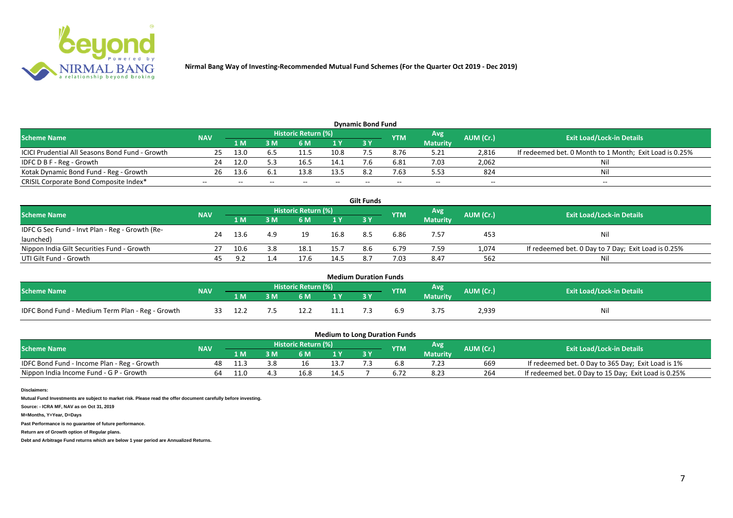**Nirmal Bang Way of Investing-Recommended Mutual Fund Schemes (For the Quarter Oct 2019 - Dec 2019)**

## Dynamic Bond Fund

| Scheme Name | NAV | Historic Return (%) | | | | | YTM | Avg Maturity | AUM (Cr.) | Exit Load/Lock-in Details |
|---|---|---|---|---|---|---|---|---|---|---|
| | | 1 M | 3 M | 6 M | 1 Y | 3 Y | | | | |
| ICICI Prudential All Seasons Bond Fund - Growth | 25 | 13.0 | 6.5 | 11.5 | 10.8 | 7.5 | 8.76 | 5.21 | 2,816 | If redeemed bet. 0 Month to 1 Month; Exit Load is 0.25% |
| IDFC D B F - Reg - Growth | 24 | 12.0 | 5.3 | 16.5 | 14.1 | 7.6 | 6.81 | 7.03 | 2,062 | Nil |
| Kotak Dynamic Bond Fund - Reg - Growth | 26 | 13.6 | 6.1 | 13.8 | 13.5 | 8.2 | 7.63 | 5.53 | 824 | Nil |
| CRISIL Corporate Bond Composite Index* | -- | -- | -- | -- | -- | -- | -- | -- | -- | -- |

## Gilt Funds

| Scheme Name | NAV | Historic Return (%) | | | | | YTM | Avg Maturity | AUM (Cr.) | Exit Load/Lock-in Details |
|---|---|---|---|---|---|---|---|---|---|---|
| | | 1 M | 3 M | 6 M | 1 Y | 3 Y | | | | |
| IDFC G Sec Fund - Invt Plan - Reg - Growth (Re-launched) | 24 | 13.6 | 4.9 | 19 | 16.8 | 8.5 | 6.86 | 7.57 | 453 | Nil |
| Nippon India Gilt Securities Fund - Growth | 27 | 10.6 | 3.8 | 18.1 | 15.7 | 8.6 | 6.79 | 7.59 | 1,074 | If redeemed bet. 0 Day to 7 Day; Exit Load is 0.25% |
| UTI Gilt Fund - Growth | 45 | 9.2 | 1.4 | 17.6 | 14.5 | 8.7 | 7.03 | 8.47 | 562 | Nil |

## Medium Duration Funds

| Scheme Name | NAV | Historic Return (%) | | | | | YTM | Avg Maturity | AUM (Cr.) | Exit Load/Lock-in Details |
|---|---|---|---|---|---|---|---|---|---|---|
| | | 1 M | 3 M | 6 M | 1 Y | 3 Y | | | | |
| IDFC Bond Fund - Medium Term Plan - Reg - Growth | 33 | 12.2 | 7.5 | 12.2 | 11.1 | 7.3 | 6.9 | 3.75 | 2,939 | Nil |

## Medium to Long Duration Funds

| Scheme Name | NAV | Historic Return (%) | | | | | YTM | Avg Maturity | AUM (Cr.) | Exit Load/Lock-in Details |
|---|---|---|---|---|---|---|---|---|---|---|
| | | 1 M | 3 M | 6 M | 1 Y | 3 Y | | | | |
| IDFC Bond Fund - Income Plan - Reg - Growth | 48 | 11.3 | 3.8 | 16 | 13.7 | 7.3 | 6.8 | 7.23 | 669 | If redeemed bet. 0 Day to 365 Day; Exit Load is 1% |
| Nippon India Income Fund - G P - Growth | 64 | 11.0 | 4.3 | 16.8 | 14.5 | 7 | 6.72 | 8.23 | 264 | If redeemed bet. 0 Day to 15 Day; Exit Load is 0.25% |

**Disclaimers:**

**Mutual Fund Investments are subject to market risk. Please read the offer document carefully before investing.**

**Source: - ICRA MF, NAV as on Oct 31, 2019**

**M=Months, Y=Year, D=Days**

**Past Performance is no guarantee of future performance.**

**Return are of Growth option of Regular plans.**

**Debt and Arbitrage Fund returns which are below 1 year period are Annualized Returns.**